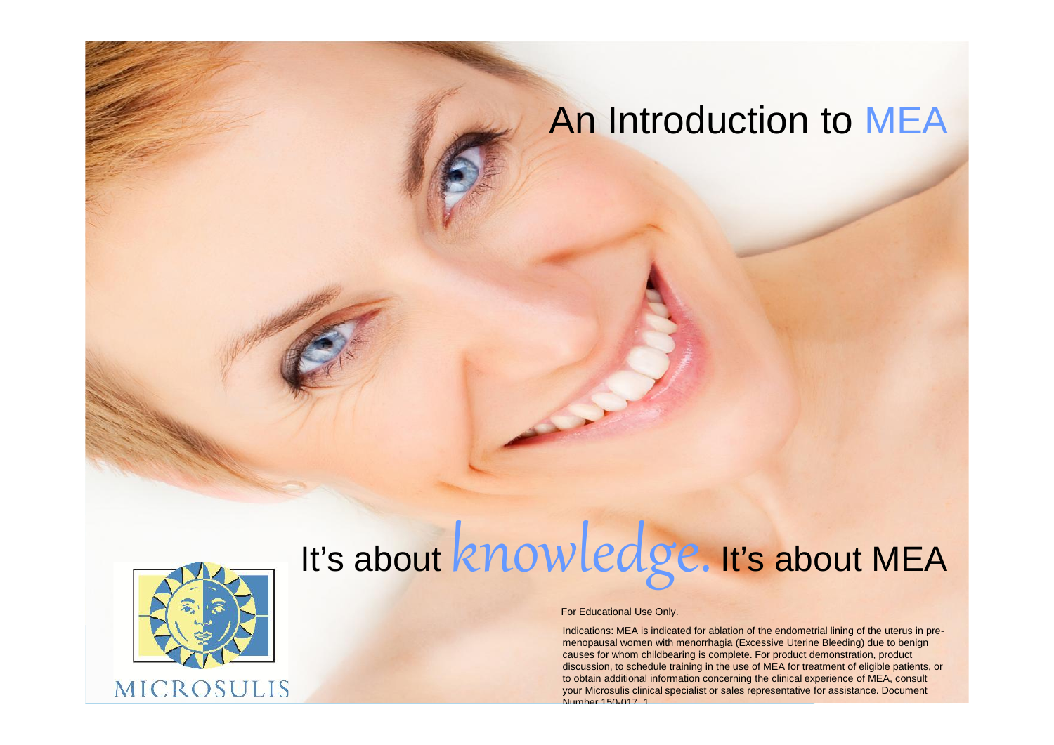# An Introduction to MEA

## It's about *knowledge.* It's about MEA

MICROSULIS

For Educational Use Only.

Indications: MEA is indicated for ablation of the endometrial lining of the uterus in pre-menopausal women with menorrhagia (Excessive Uterine Bleeding) due to benign causes for whom childbearing is complete. For product demonstration, product discussion, to schedule training in the use of MEA for treatment of eligible patients, or to obtain additional information concerning the clinical experience of MEA, consult your Microsulis clinical specialist or sales representative for assistance. Document Number 150-017_1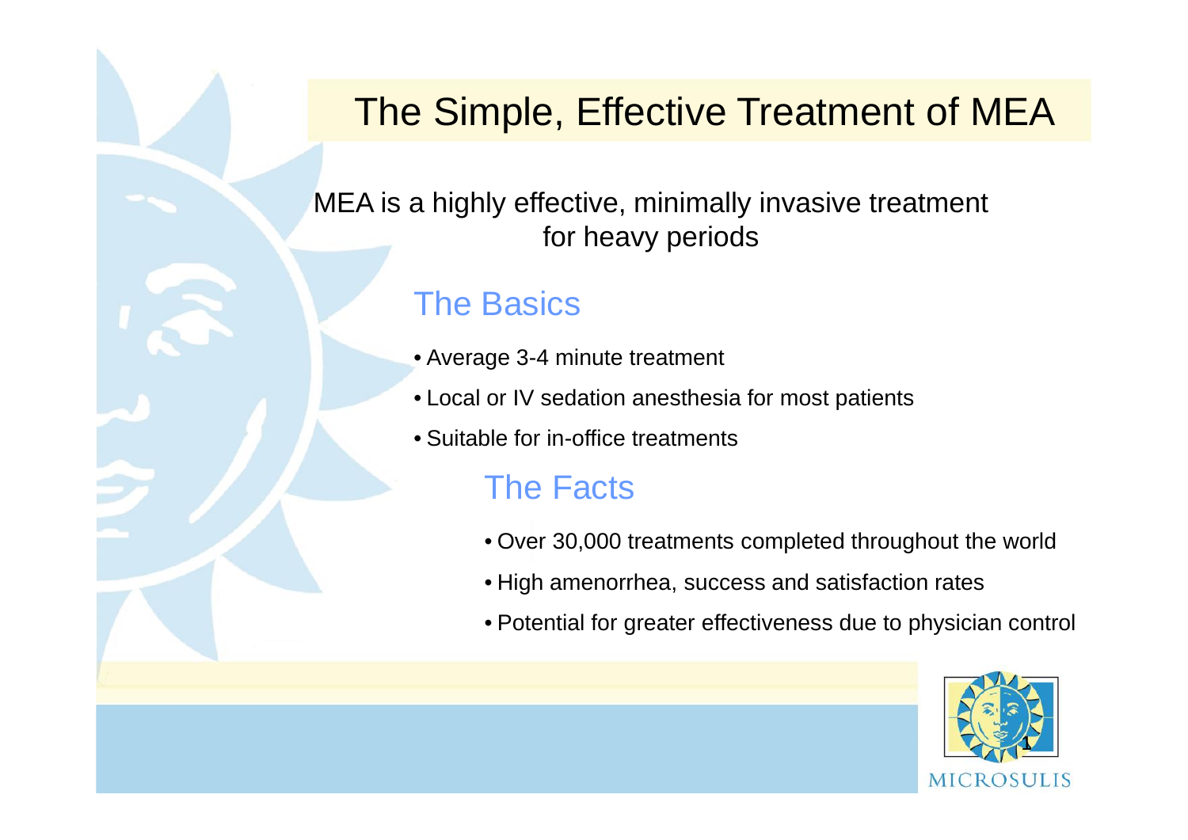# The Simple, Effective Treatment of MEA

MEA is a highly effective, minimally invasive treatment for heavy periods

## The Basics

- Average 3-4 minute treatment
- Local or IV sedation anesthesia for most patients
- Suitable for in-office treatments

## The Facts

- Over 30,000 treatments completed throughout the world
- High amenorrhea, success and satisfaction rates
- Potential for greater effectiveness due to physician control

MICROSULIS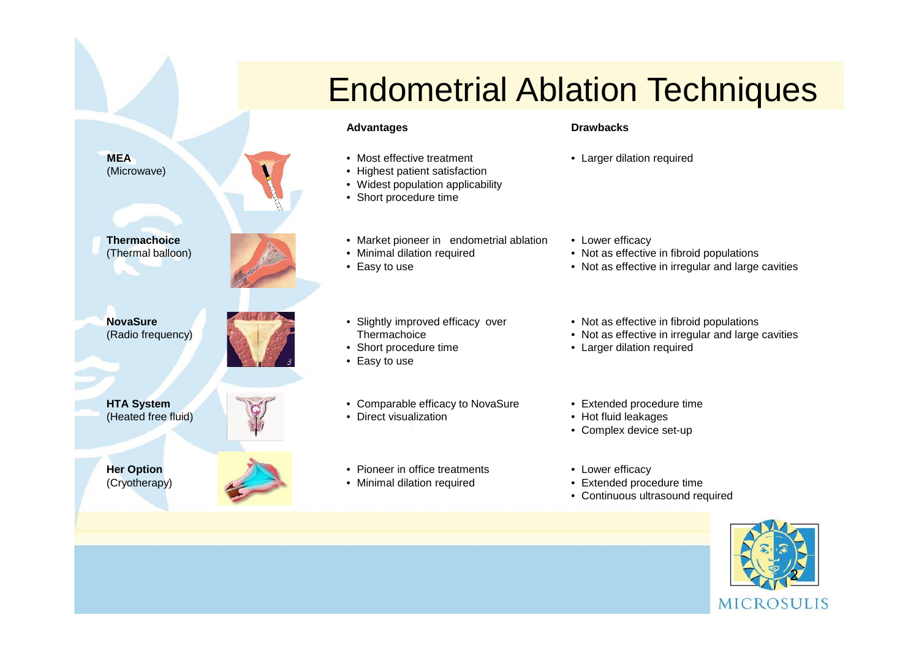# Endometrial Ablation Techniques

| Technique | Advantages | Drawbacks |
| --- | --- | --- |
| **MEA** (Microwave) | • Most effective treatment<br>• Highest patient satisfaction<br>• Widest population applicability<br>• Short procedure time | • Larger dilation required |
| **Thermachoice** (Thermal balloon) | • Market pioneer in endometrial ablation<br>• Minimal dilation required<br>• Easy to use | • Lower efficacy<br>• Not as effective in fibroid populations<br>• Not as effective in irregular and large cavities |
| **NovaSure** (Radio frequency) | • Slightly improved efficacy over Thermachoice<br>• Short procedure time<br>• Easy to use | • Not as effective in fibroid populations<br>• Not as effective in irregular and large cavities<br>• Larger dilation required |
| **HTA System** (Heated free fluid) | • Comparable efficacy to NovaSure<br>• Direct visualization | • Extended procedure time<br>• Hot fluid leakages<br>• Complex device set-up |
| **Her Option** (Cryotherapy) | • Pioneer in office treatments<br>• Minimal dilation required | • Lower efficacy<br>• Extended procedure time<br>• Continuous ultrasound required |

MICROSULIS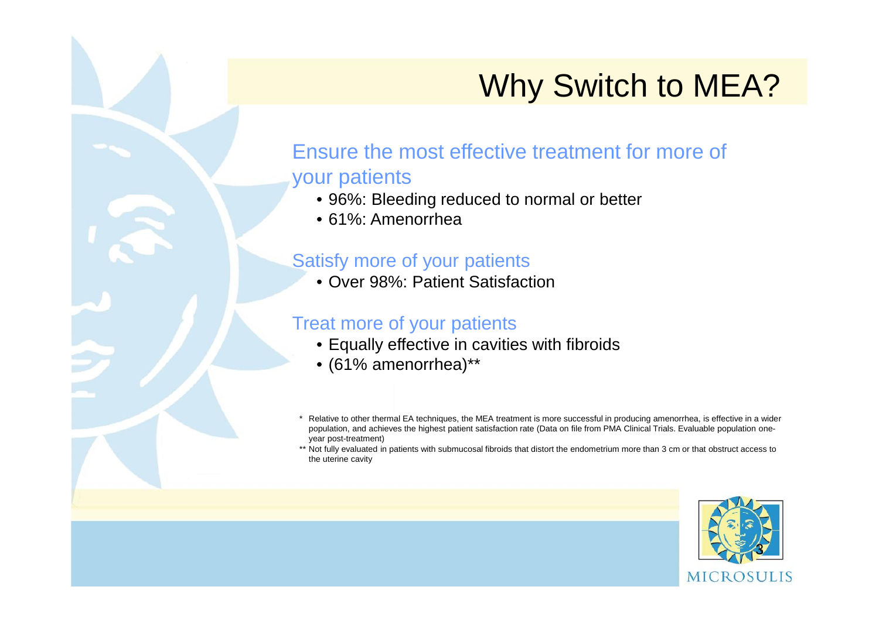# Why Switch to MEA?

## Ensure the most effective treatment for more of your patients

- 96%: Bleeding reduced to normal or better
- 61%: Amenorrhea

## Satisfy more of your patients

- Over 98%: Patient Satisfaction

## Treat more of your patients

- Equally effective in cavities with fibroids
- (61% amenorrhea)**

\* Relative to other thermal EA techniques, the MEA treatment is more successful in producing amenorrhea, is effective in a wider population, and achieves the highest patient satisfaction rate (Data on file from PMA Clinical Trials. Evaluable population one-year post-treatment)

\*\* Not fully evaluated in patients with submucosal fibroids that distort the endometrium more than 3 cm or that obstruct access to the uterine cavity

MICROSULIS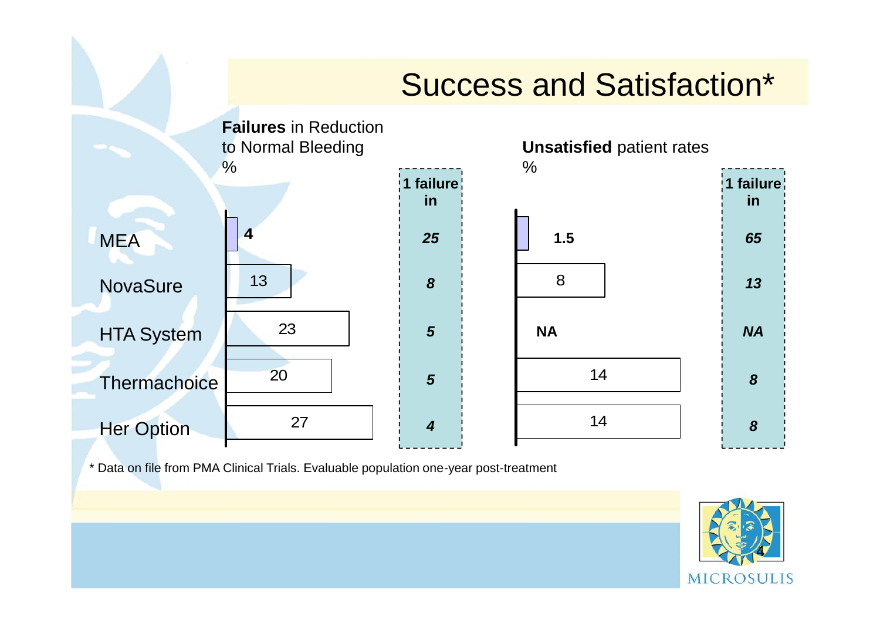# Success and Satisfaction*

| | **Failures** in Reduction to Normal Bleeding % | **1 failure in** | **Unsatisfied** patient rates % | **1 failure in** |
|---|---|---|---|---|
| MEA | **4** | ***25*** | **1.5** | ***65*** |
| NovaSure | 13 | ***8*** | 8 | ***13*** |
| HTA System | 23 | ***5*** | **NA** | ***NA*** |
| Thermachoice | 20 | ***5*** | 14 | ***8*** |
| Her Option | 27 | ***4*** | 14 | ***8*** |

* Data on file from PMA Clinical Trials. Evaluable population one-year post-treatment

MICROSULIS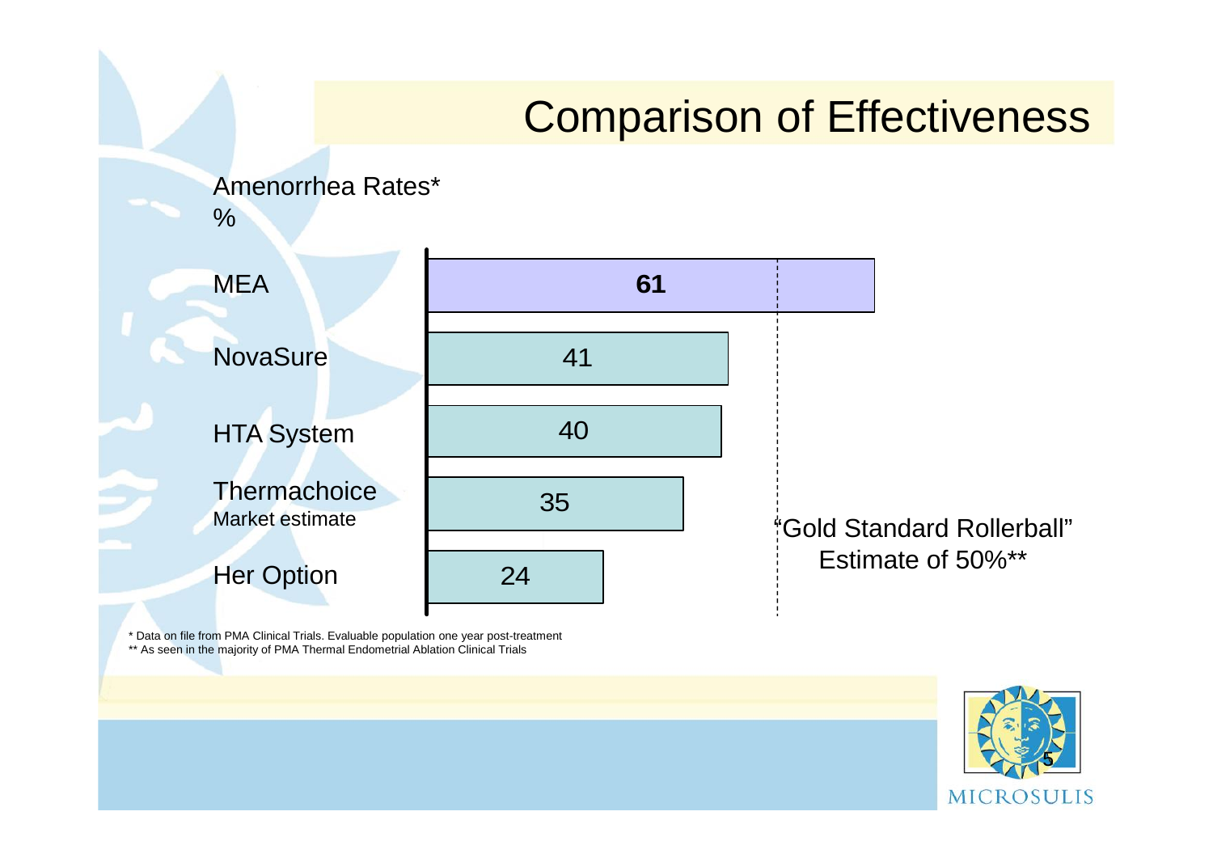# Comparison of Effectiveness

Amenorrhea Rates*
%

| Device | Amenorrhea Rate (%) |
|---|---|
| MEA | **61** |
| NovaSure | 41 |
| HTA System | 40 |
| Thermachoice (Market estimate) | 35 |
| Her Option | 24 |

"Gold Standard Rollerball" Estimate of 50%**

\* Data on file from PMA Clinical Trials. Evaluable population one year post-treatment
\*\* As seen in the majority of PMA Thermal Endometrial Ablation Clinical Trials

MICROSULIS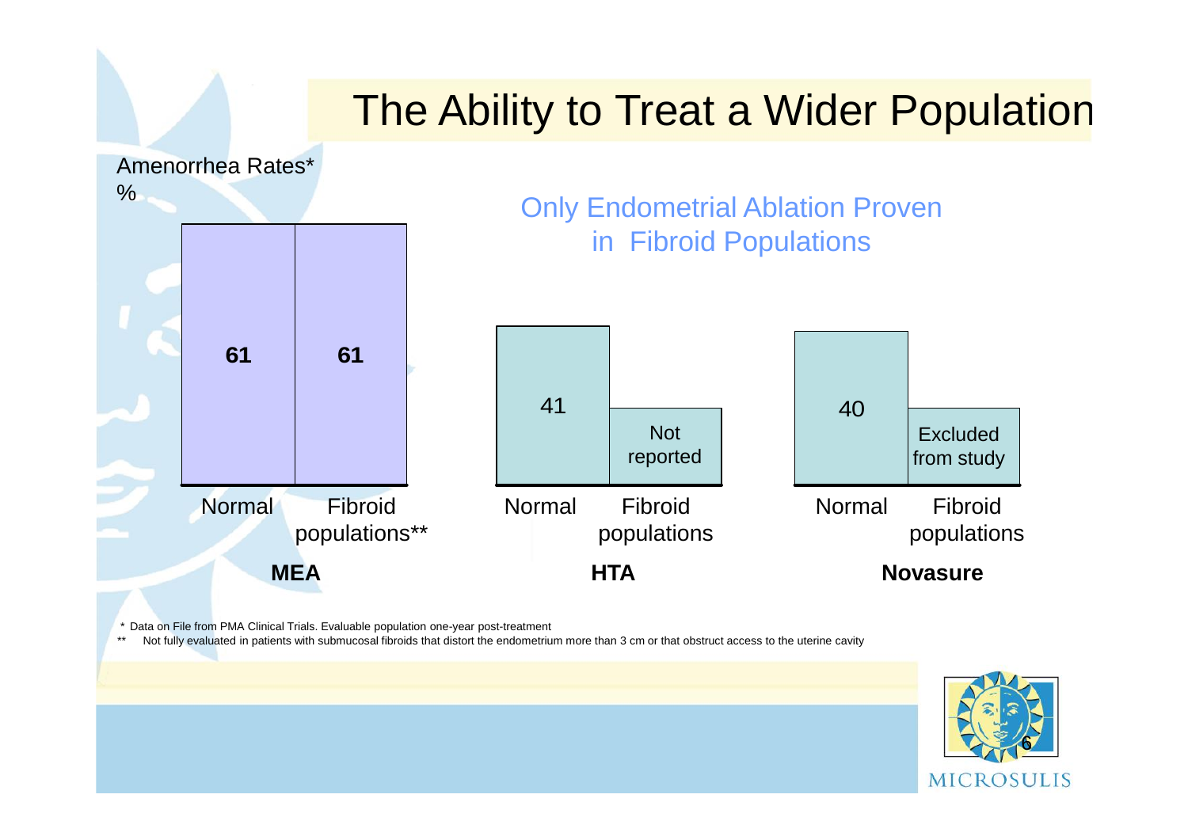# The Ability to Treat a Wider Population

Amenorrhea Rates*

%

Only Endometrial Ablation Proven in Fibroid Populations

| | Normal | Fibroid populations |
|---|---|---|
| **MEA** | **61** | **61** (Fibroid populations**) |
| **HTA** | 41 | Not reported |
| **Novasure** | 40 | Excluded from study |

\* Data on File from PMA Clinical Trials. Evaluable population one-year post-treatment

** Not fully evaluated in patients with submucosal fibroids that distort the endometrium more than 3 cm or that obstruct access to the uterine cavity

MICROSULIS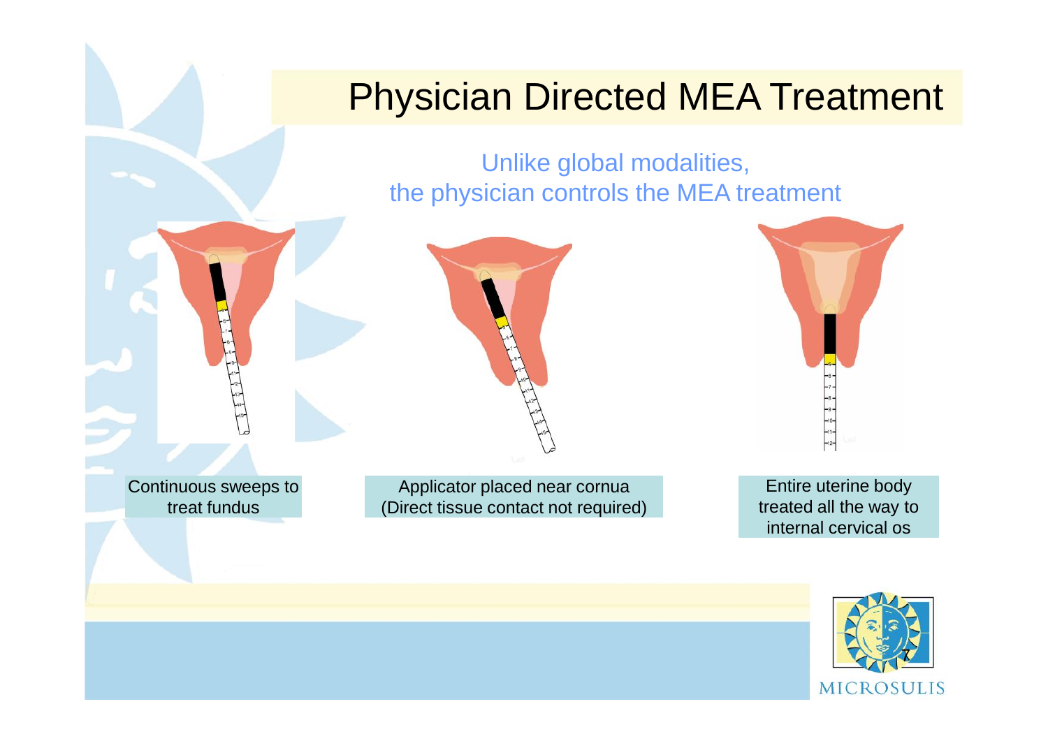# Physician Directed MEA Treatment

Unlike global modalities,
the physician controls the MEA treatment

Continuous sweeps to treat fundus

Applicator placed near cornua (Direct tissue contact not required)

Entire uterine body treated all the way to internal cervical os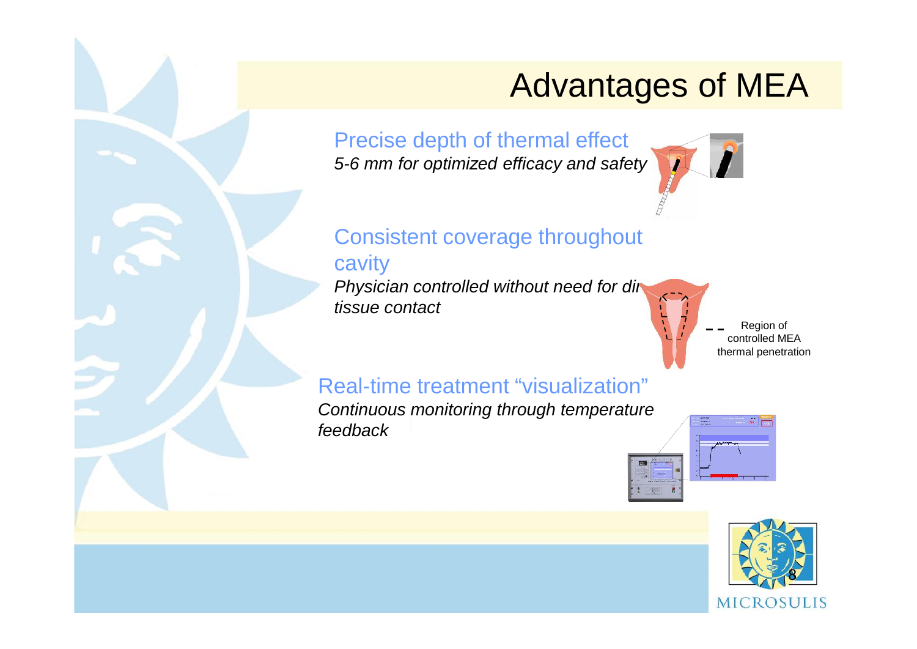# Advantages of MEA

Precise depth of thermal effect

*5-6 mm for optimized efficacy and safety*

Consistent coverage throughout cavity

*Physician controlled without need for di tissue contact*

Region of controlled MEA thermal penetration

Real-time treatment "visualization"

*Continuous monitoring through temperature feedback*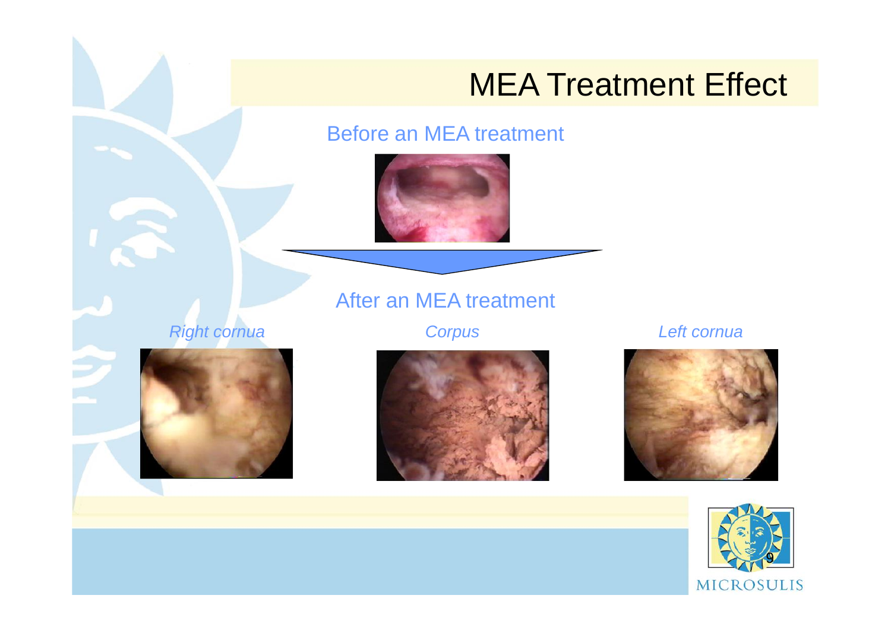# MEA Treatment Effect

Before an MEA treatment

After an MEA treatment

*Right cornua*

*Corpus*

*Left cornua*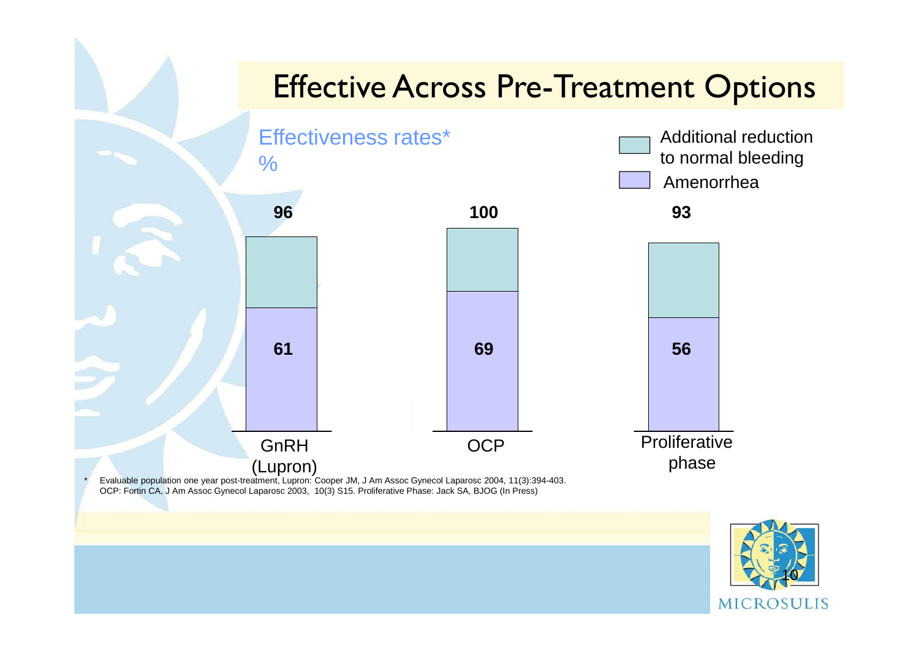# Effective Across Pre-Treatment Options

Effectiveness rates*
%

| | GnRH (Lupron) | OCP | Proliferative phase |
| --- | --- | --- | --- |
| Additional reduction to normal bleeding (total) | 96 | 100 | 93 |
| Amenorrhea | 61 | 69 | 56 |

\* Evaluable population one year post-treatment, Lupron: Cooper JM, J Am Assoc Gynecol Laparosc 2004, 11(3):394-403. OCP: Fortin CA, J Am Assoc Gynecol Laparosc 2003, 10(3) S15. Proliferative Phase: Jack SA, BJOG (In Press)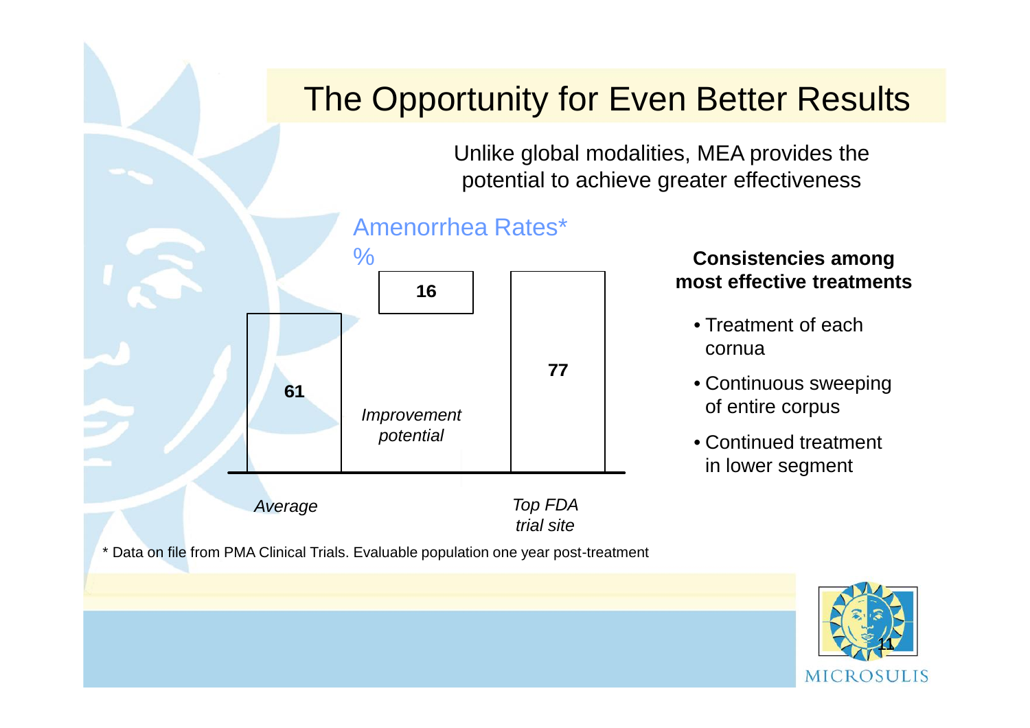# The Opportunity for Even Better Results

Unlike global modalities, MEA provides the potential to achieve greater effectiveness

Amenorrhea Rates*

%

| | Average | *Improvement potential* | Top FDA trial site |
|---|---|---|---|
| % | 61 | 16 | 77 |

**Consistencies among most effective treatments**

- Treatment of each cornua
- Continuous sweeping of entire corpus
- Continued treatment in lower segment

* Data on file from PMA Clinical Trials. Evaluable population one year post-treatment

MICROSULIS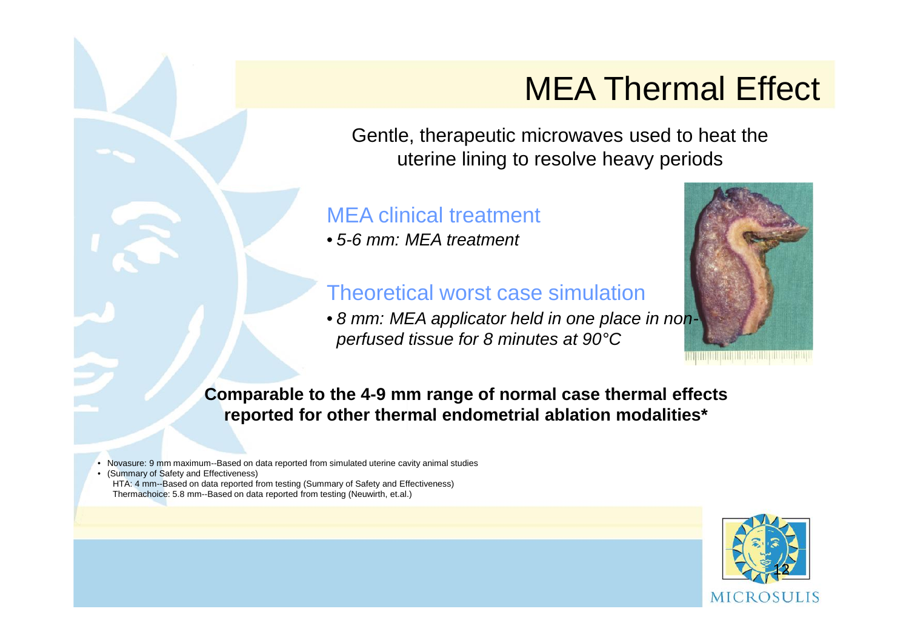# MEA Thermal Effect

Gentle, therapeutic microwaves used to heat the uterine lining to resolve heavy periods

## MEA clinical treatment

- *5-6 mm: MEA treatment*

## Theoretical worst case simulation

- *8 mm: MEA applicator held in one place in non-perfused tissue for 8 minutes at 90°C*

**Comparable to the 4-9 mm range of normal case thermal effects reported for other thermal endometrial ablation modalities***

- Novasure: 9 mm maximum--Based on data reported from simulated uterine cavity animal studies
- (Summary of Safety and Effectiveness)
  HTA: 4 mm--Based on data reported from testing (Summary of Safety and Effectiveness)
  Thermachoice: 5.8 mm--Based on data reported from testing (Neuwirth, et.al.)

MICROSULIS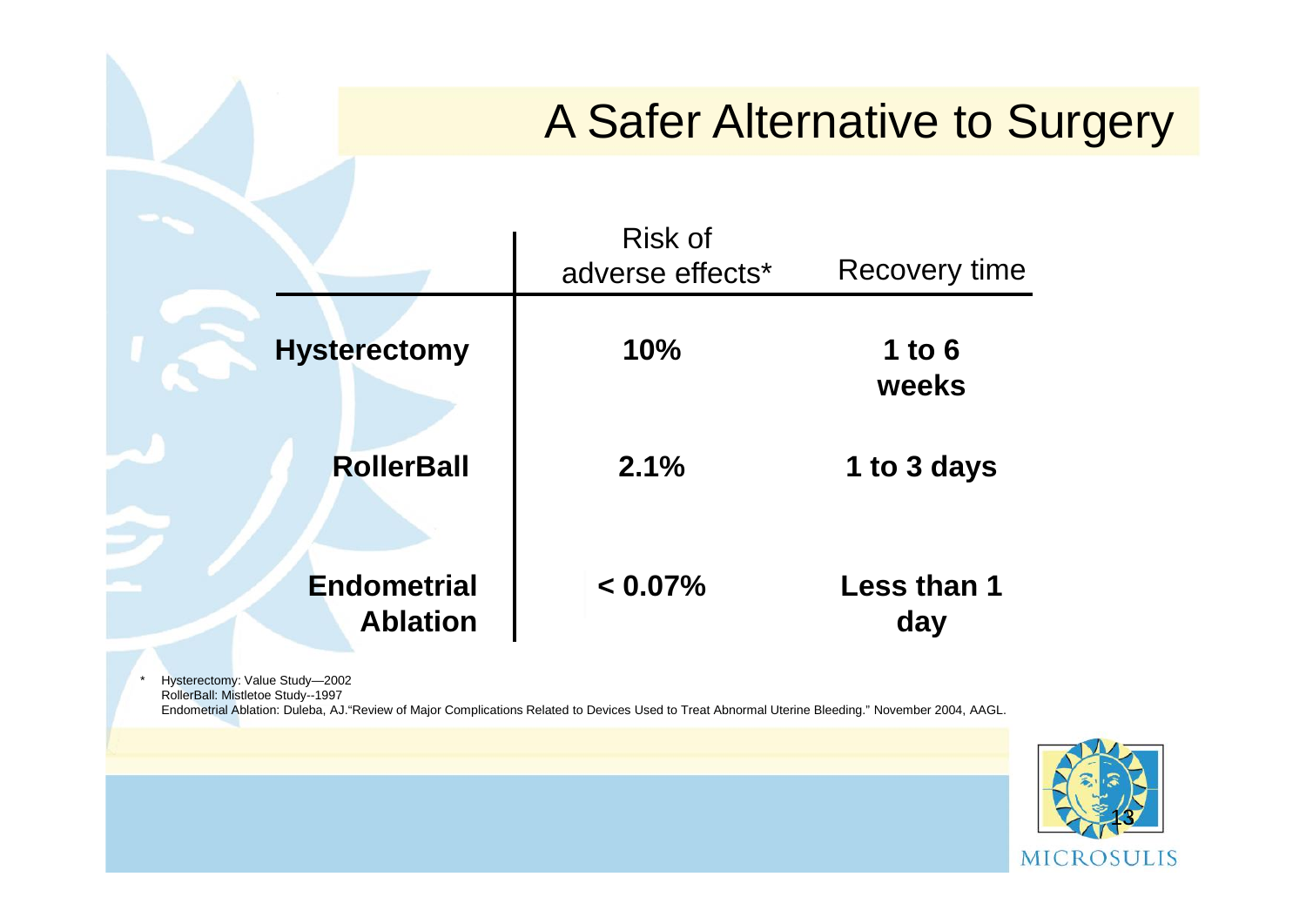# A Safer Alternative to Surgery

| | Risk of adverse effects* | Recovery time |
|---|---|---|
| **Hysterectomy** | **10%** | **1 to 6 weeks** |
| **RollerBall** | **2.1%** | **1 to 3 days** |
| **Endometrial Ablation** | **< 0.07%** | **Less than 1 day** |

\* Hysterectomy: Value Study—2002
RollerBall: Mistletoe Study--1997
Endometrial Ablation: Duleba, AJ."Review of Major Complications Related to Devices Used to Treat Abnormal Uterine Bleeding." November 2004, AAGL.

MICROSULIS